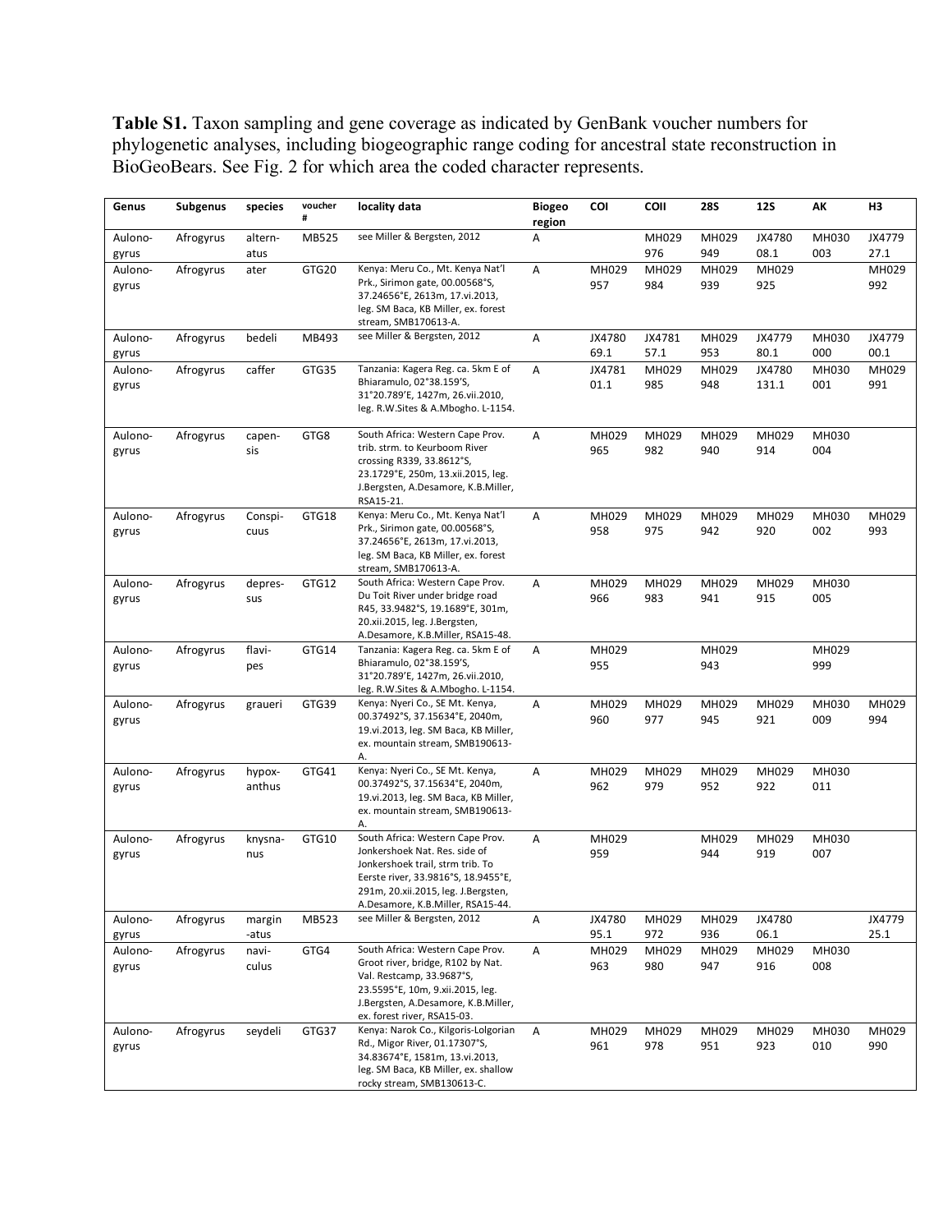**Table S1.** Taxon sampling and gene coverage as indicated by GenBank voucher numbers for phylogenetic analyses, including biogeographic range coding for ancestral state reconstruction in BioGeoBears. See Fig. 2 for which area the coded character represents.

| Genus | Subgenus | species | voucher # | locality data | Biogeo region | COI | COII | 28S | 12S | AK | H3 |
|---|---|---|---|---|---|---|---|---|---|---|---|
| Aulonogyrus | Afrogyrus | alternatus | MB525 | see Miller & Bergsten, 2012 | A | | MH029976 | MH029949 | JX478008.1 | MH030003 | JX477927.1 |
| Aulonogyrus | Afrogyrus | ater | GTG20 | Kenya: Meru Co., Mt. Kenya Nat'l Prk., Sirimon gate, 00.00568°S, 37.24656°E, 2613m, 17.vi.2013, leg. SM Baca, KB Miller, ex. forest stream, SMB170613-A. | A | MH029957 | MH029984 | MH029939 | MH029925 | | MH029992 |
| Aulonogyrus | Afrogyrus | bedeli | MB493 | see Miller & Bergsten, 2012 | A | JX478069.1 | JX478157.1 | MH029953 | JX477980.1 | MH030000 | JX477900.1 |
| Aulonogyrus | Afrogyrus | caffer | GTG35 | Tanzania: Kagera Reg. ca. 5km E of Bhiaramulo, 02°38.159'S, 31°20.789'E, 1427m, 26.vii.2010, leg. R.W.Sites & A.Mbogho. L-1154. | A | JX478101.1 | MH029985 | MH029948 | JX4780131.1 | MH030001 | MH029991 |
| Aulonogyrus | Afrogyrus | capensis | GTG8 | South Africa: Western Cape Prov. trib. strm. to Keurboom River crossing R339, 33.8612°S, 23.1729°E, 250m, 13.xii.2015, leg. J.Bergsten, A.Desamore, K.B.Miller, RSA15-21. | A | MH029965 | MH029982 | MH029940 | MH029914 | MH030004 | |
| Aulonogyrus | Afrogyrus | Conspicuus | GTG18 | Kenya: Meru Co., Mt. Kenya Nat'l Prk., Sirimon gate, 00.00568°S, 37.24656°E, 2613m, 17.vi.2013, leg. SM Baca, KB Miller, ex. forest stream, SMB170613-A. | A | MH029958 | MH029975 | MH029942 | MH029920 | MH030002 | MH029993 |
| Aulonogyrus | Afrogyrus | depressus | GTG12 | South Africa: Western Cape Prov. Du Toit River under bridge road R45, 33.9482°S, 19.1689°E, 301m, 20.xii.2015, leg. J.Bergsten, A.Desamore, K.B.Miller, RSA15-48. | A | MH029966 | MH029983 | MH029941 | MH029915 | MH030005 | |
| Aulonogyrus | Afrogyrus | flavipes | GTG14 | Tanzania: Kagera Reg. ca. 5km E of Bhiaramulo, 02°38.159'S, 31°20.789'E, 1427m, 26.vii.2010, leg. R.W.Sites & A.Mbogho. L-1154. | A | MH029955 | | MH029943 | | MH029999 | |
| Aulonogyrus | Afrogyrus | graueri | GTG39 | Kenya: Nyeri Co., SE Mt. Kenya, 00.37492°S, 37.15634°E, 2040m, 19.vi.2013, leg. SM Baca, KB Miller, ex. mountain stream, SMB190613-A. | A | MH029960 | MH029977 | MH029945 | MH029921 | MH030009 | MH029994 |
| Aulonogyrus | Afrogyrus | hypoxanthus | GTG41 | Kenya: Nyeri Co., SE Mt. Kenya, 00.37492°S, 37.15634°E, 2040m, 19.vi.2013, leg. SM Baca, KB Miller, ex. mountain stream, SMB190613-A. | A | MH029962 | MH029979 | MH029952 | MH029922 | MH030011 | |
| Aulonogyrus | Afrogyrus | knysnanus | GTG10 | South Africa: Western Cape Prov. Jonkershoek Nat. Res. side of Jonkershoek trail, strm trib. To Eerste river, 33.9816°S, 18.9455°E, 291m, 20.xii.2015, leg. J.Bergsten, A.Desamore, K.B.Miller, RSA15-44. | A | MH029959 | | MH029944 | MH029919 | MH030007 | |
| Aulonogyrus | Afrogyrus | marginatus | MB523 | see Miller & Bergsten, 2012 | A | JX478095.1 | MH029972 | MH029936 | JX478006.1 | | JX477925.1 |
| Aulonogyrus | Afrogyrus | naviculus | GTG4 | South Africa: Western Cape Prov. Groot river, bridge, R102 by Nat. Val. Restcamp, 33.9687°S, 23.5595°E, 10m, 9.xii.2015, leg. J.Bergsten, A.Desamore, K.B.Miller, ex. forest river, RSA15-03. | A | MH029963 | MH029980 | MH029947 | MH029916 | MH030008 | |
| Aulonogyrus | Afrogyrus | seydeli | GTG37 | Kenya: Narok Co., Kilgoris-Lolgorian Rd., Migor River, 01.17307°S, 34.83674°E, 1581m, 13.vi.2013, leg. SM Baca, KB Miller, ex. shallow rocky stream, SMB130613-C. | A | MH029961 | MH029978 | MH029951 | MH029923 | MH030010 | MH029990 |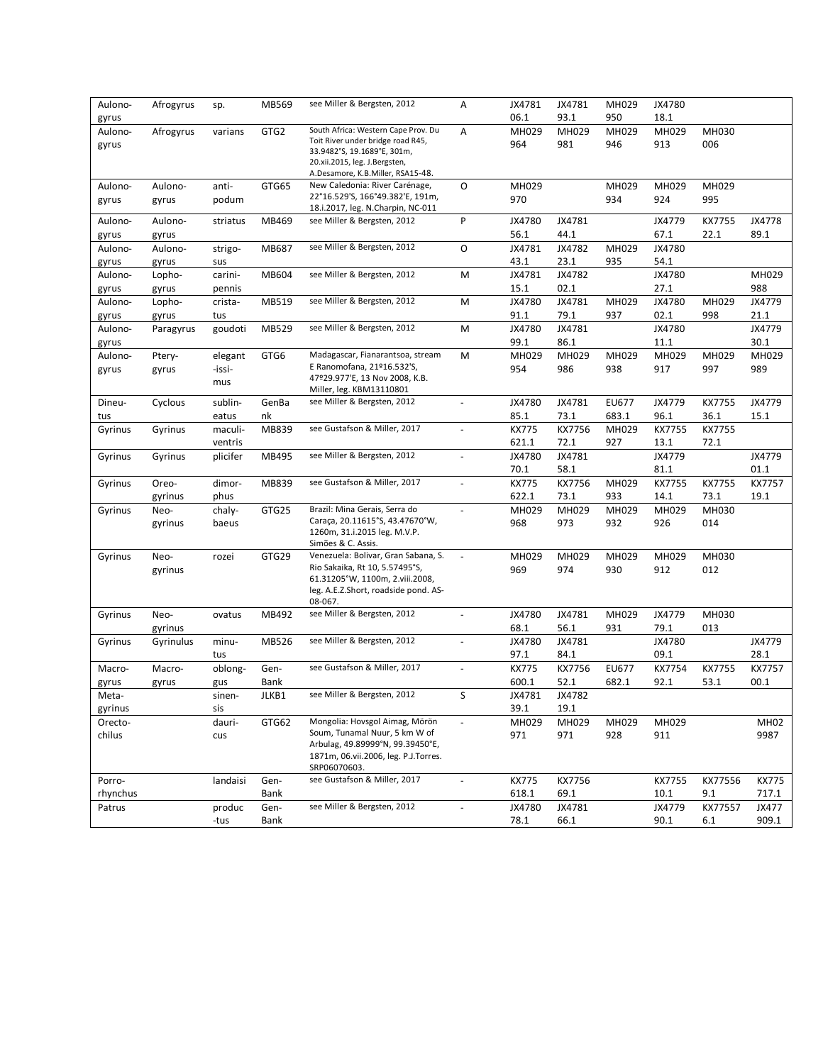| | | | | | | | | | | | |
|---|---|---|---|---|---|---|---|---|---|---|---|
| Aulonogyrus | Afrogyrus | sp. | MB569 | see Miller & Bergsten, 2012 | A | JX478106.1 | JX478193.1 | MH029950 | JX478018.1 | | |
| Aulonogyrus | Afrogyrus | varians | GTG2 | South Africa: Western Cape Prov. Du Toit River under bridge road R45, 33.9482°S, 19.1689°E, 301m, 20.xii.2015, leg. J.Bergsten, A.Desamore, K.B.Miller, RSA15-48. | A | MH029964 | MH029981 | MH029946 | MH029913 | MH030006 | |
| Aulonogyrus | Aulonogyrus | antipodum | GTG65 | New Caledonia: River Carénage, 22°16.529'S, 166°49.382'E, 191m, 18.i.2017, leg. N.Charpin, NC-011 | O | MH029970 | | MH029934 | MH029924 | MH029995 | |
| Aulonogyrus | Aulonogyrus | striatus | MB469 | see Miller & Bergsten, 2012 | P | JX478056.1 | JX478144.1 | | JX477967.1 | KX775522.1 | JX477889.1 |
| Aulonogyrus | Aulonogyrus | strigosus | MB687 | see Miller & Bergsten, 2012 | O | JX478143.1 | JX478223.1 | MH029935 | JX478054.1 | | |
| Aulonogyrus | Lophogyrus | carinipennis | MB604 | see Miller & Bergsten, 2012 | M | JX478115.1 | JX478202.1 | | JX478027.1 | | MH029988 |
| Aulonogyrus | Lophogyrus | cristatus | MB519 | see Miller & Bergsten, 2012 | M | JX478091.1 | JX478179.1 | MH029937 | JX478002.1 | MH029998 | JX477921.1 |
| Aulonogyrus | Paragyrus | goudoti | MB529 | see Miller & Bergsten, 2012 | M | JX478099.1 | JX478186.1 | | JX478011.1 | | JX477930.1 |
| Aulonogyrus | Pterygyrus | elegantissimus | GTG6 | Madagascar, Fianarantsoa, stream E Ranomofana, 21º16.532'S, 47º29.977'E, 13 Nov 2008, K.B. Miller, leg. KBM13110801 | M | MH029954 | MH029986 | MH029938 | MH029917 | MH029997 | MH029989 |
| Dineutus | Cyclous | sublineatus | GenBank | see Miller & Bergsten, 2012 | - | JX478085.1 | JX478173.1 | EU677683.1 | JX477996.1 | KX775536.1 | JX477915.1 |
| Gyrinus | Gyrinus | maculiventris | MB839 | see Gustafson & Miller, 2017 | - | KX775621.1 | KX775672.1 | MH029927 | KX775513.1 | KX775572.1 | |
| Gyrinus | Gyrinus | plicifer | MB495 | see Miller & Bergsten, 2012 | - | JX478070.1 | JX478158.1 | | JX477981.1 | | JX477901.1 |
| Gyrinus | Oreogyrinus | dimorphus | MB839 | see Gustafson & Miller, 2017 | - | KX775622.1 | KX775673.1 | MH029933 | KX775514.1 | KX775573.1 | KX775719.1 |
| Gyrinus | Neogyrinus | chalybaeus | GTG25 | Brazil: Mina Gerais, Serra do Caraça, 20.11615°S, 43.47670°W, 1260m, 31.i.2015 leg. M.V.P. Simões & C. Assis. | - | MH029968 | MH029973 | MH029932 | MH029926 | MH030014 | |
| Gyrinus | Neogyrinus | rozei | GTG29 | Venezuela: Bolivar, Gran Sabana, S. Rio Sakaika, Rt 10, 5.57495°S, 61.31205°W, 1100m, 2.viii.2008, leg. A.E.Z.Short, roadside pond. AS-08-067. | - | MH029969 | MH029974 | MH029930 | MH029912 | MH030012 | |
| Gyrinus | Neogyrinus | ovatus | MB492 | see Miller & Bergsten, 2012 | - | JX478068.1 | JX478156.1 | MH029931 | JX477979.1 | MH030013 | |
| Gyrinus | Gyrinulus | minutus | MB526 | see Miller & Bergsten, 2012 | - | JX478097.1 | JX478184.1 | | JX478009.1 | | JX477928.1 |
| Macrogyrus | Macrogyrus | oblongus | GenBank | see Gustafson & Miller, 2017 | - | KX775600.1 | KX775652.1 | EU677682.1 | KX775492.1 | KX775553.1 | KX775700.1 |
| Metagyrinus | | sinensis | JLKB1 | see Miller & Bergsten, 2012 | S | JX478139.1 | JX478219.1 | | | | |
| Orectochilus | | dauricus | GTG62 | Mongolia: Hovsgol Aimag, Mörön Soum, Tunamal Nuur, 5 km W of Arbulag, 49.89999°N, 99.39450°E, 1871m, 06.vii.2006, leg. P.J.Torres. SRP06070603. | - | MH029971 | MH029971 | MH029928 | MH029911 | | MH029987 |
| Porrorhynchus | | landaisi | GenBank | see Gustafson & Miller, 2017 | - | KX775618.1 | KX775669.1 | | KX775510.1 | KX775569.1 | KX775717.1 |
| Patrus | | productus | GenBank | see Miller & Bergsten, 2012 | - | JX478078.1 | JX478166.1 | | JX477990.1 | KX775576.1 | JX477909.1 |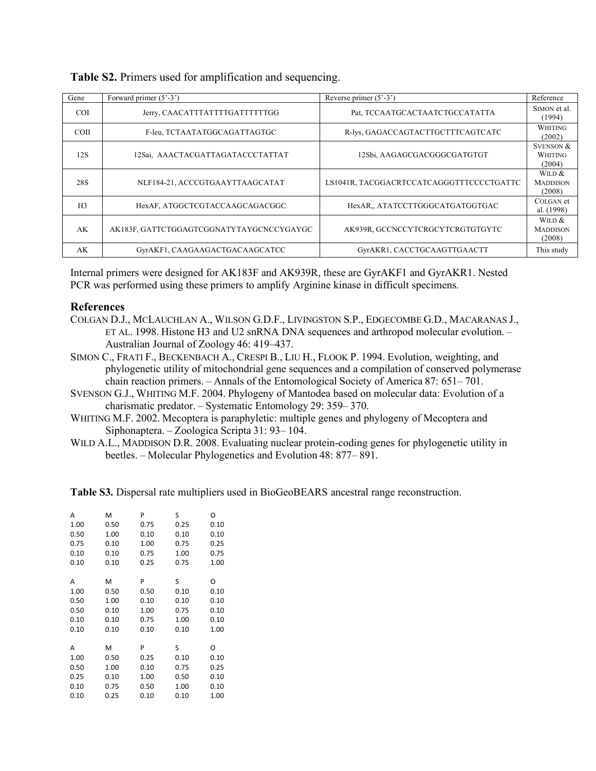**Table S2.** Primers used for amplification and sequencing.

| Gene | Forward primer (5'-3') | Reverse primer (5'-3') | Reference |
|---|---|---|---|
| COI | Jerry, CAACATTTATTTTGATTTTTTGG | Pat, TCCAATGCACTAATCTGCCATATTA | SIMON et al. (1994) |
| COII | F-leu, TCTAATATGGCAGATTAGTGC | R-lys, GAGACCAGTACTTGCTTTCAGTCATC | WHITING (2002) |
| 12S | 12Sai, AAACTACGATTAGATACCCTATTAT | 12Sbi, AAGAGCGACGGGCGATGTGT | SVENSON & WHITING (2004) |
| 28S | NLF184-21, ACCCGTGAAYTTAAGCATAT | LS1041R, TACGGACRTCCATCAGGGTTTCCCCTGATTC | WILD & MADDISON (2008) |
| H3 | HexAF, ATGGCTCGTACCAAGCAGACGGC | HexAR,, ATATCCTTGGGCATGATGGTGAC | COLGAN et al. (1998) |
| AK | AK183F, GATTCTGGAGTCGGNATYTAYGCNCCYGAYGC | AK939R, GCCNCCYTCRGCYTCRGTGTGYTC | WILD & MADDISON (2008) |
| AK | GyrAKF1, CAAGAAGACTGACAAGCATCC | GyrAKR1, CACCTGCAAGTTGAACTT | This study |

Internal primers were designed for AK183F and AK939R, these are GyrAKF1 and GyrAKR1. Nested PCR was performed using these primers to amplify Arginine kinase in difficult specimens.

## References

COLGAN D.J., MCLAUCHLAN A., WILSON G.D.F., LIVINGSTON S.P., EDGECOMBE G.D., MACARANAS J., ET AL. 1998. Histone H3 and U2 snRNA DNA sequences and arthropod molecular evolution. – Australian Journal of Zoology 46: 419–437.

SIMON C., FRATI F., BECKENBACH A., CRESPI B., LIU H., FLOOK P. 1994. Evolution, weighting, and phylogenetic utility of mitochondrial gene sequences and a compilation of conserved polymerase chain reaction primers. – Annals of the Entomological Society of America 87: 651– 701.

SVENSON G.J., WHITING M.F. 2004. Phylogeny of Mantodea based on molecular data: Evolution of a charismatic predator. – Systematic Entomology 29: 359– 370.

WHITING M.F. 2002. Mecoptera is paraphyletic: multiple genes and phylogeny of Mecoptera and Siphonaptera. – Zoologica Scripta 31: 93– 104.

WILD A.L., MADDISON D.R. 2008. Evaluating nuclear protein-coding genes for phylogenetic utility in beetles. – Molecular Phylogenetics and Evolution 48: 877– 891.

**Table S3.** Dispersal rate multipliers used in BioGeoBEARS ancestral range reconstruction.

| A | M | P | S | O |
|---|---|---|---|---|
| 1.00 | 0.50 | 0.75 | 0.25 | 0.10 |
| 0.50 | 1.00 | 0.10 | 0.10 | 0.10 |
| 0.75 | 0.10 | 1.00 | 0.75 | 0.25 |
| 0.10 | 0.10 | 0.75 | 1.00 | 0.75 |
| 0.10 | 0.10 | 0.25 | 0.75 | 1.00 |

| A | M | P | S | O |
|---|---|---|---|---|
| 1.00 | 0.50 | 0.50 | 0.10 | 0.10 |
| 0.50 | 1.00 | 0.10 | 0.10 | 0.10 |
| 0.50 | 0.10 | 1.00 | 0.75 | 0.10 |
| 0.10 | 0.10 | 0.75 | 1.00 | 0.10 |
| 0.10 | 0.10 | 0.10 | 0.10 | 1.00 |

| A | M | P | S | O |
|---|---|---|---|---|
| 1.00 | 0.50 | 0.25 | 0.10 | 0.10 |
| 0.50 | 1.00 | 0.10 | 0.75 | 0.25 |
| 0.25 | 0.10 | 1.00 | 0.50 | 0.10 |
| 0.10 | 0.75 | 0.50 | 1.00 | 0.10 |
| 0.10 | 0.25 | 0.10 | 0.10 | 1.00 |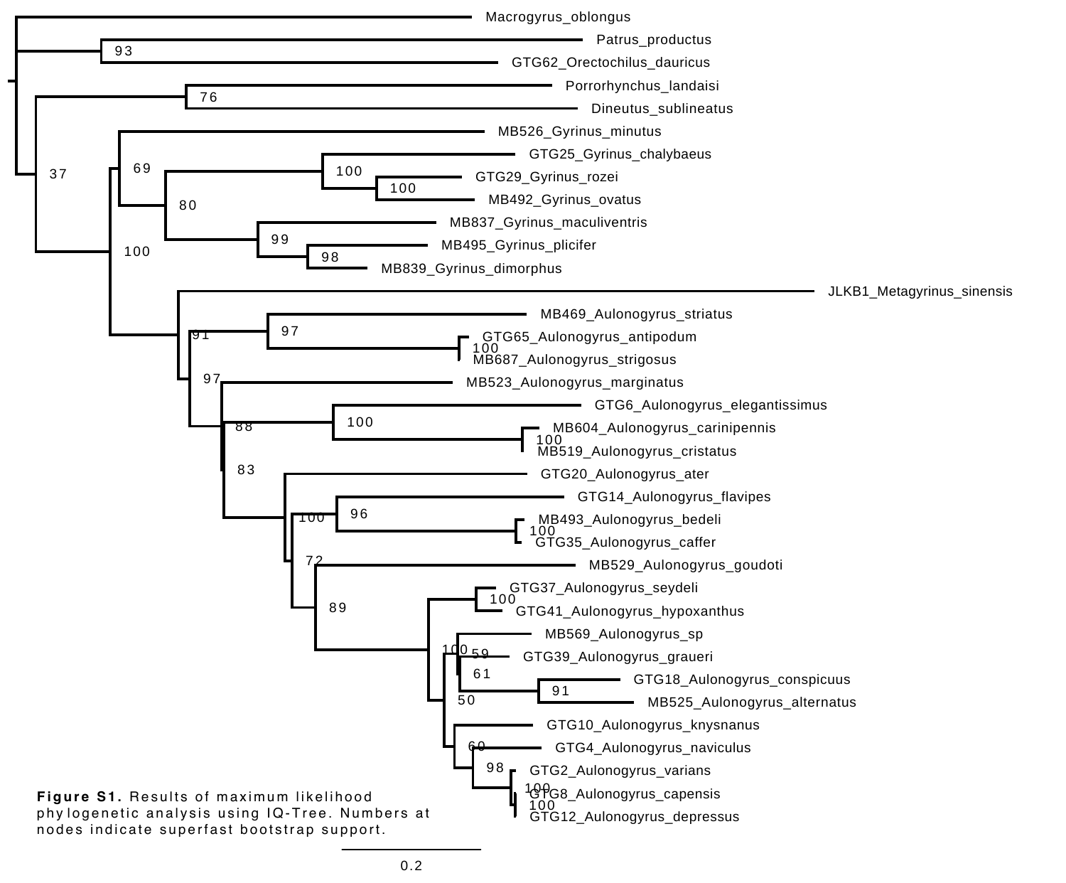**Figure S1.** Results of maximum likelihood phylogenetic analysis using IQ-Tree. Numbers at nodes indicate superfast bootstrap support.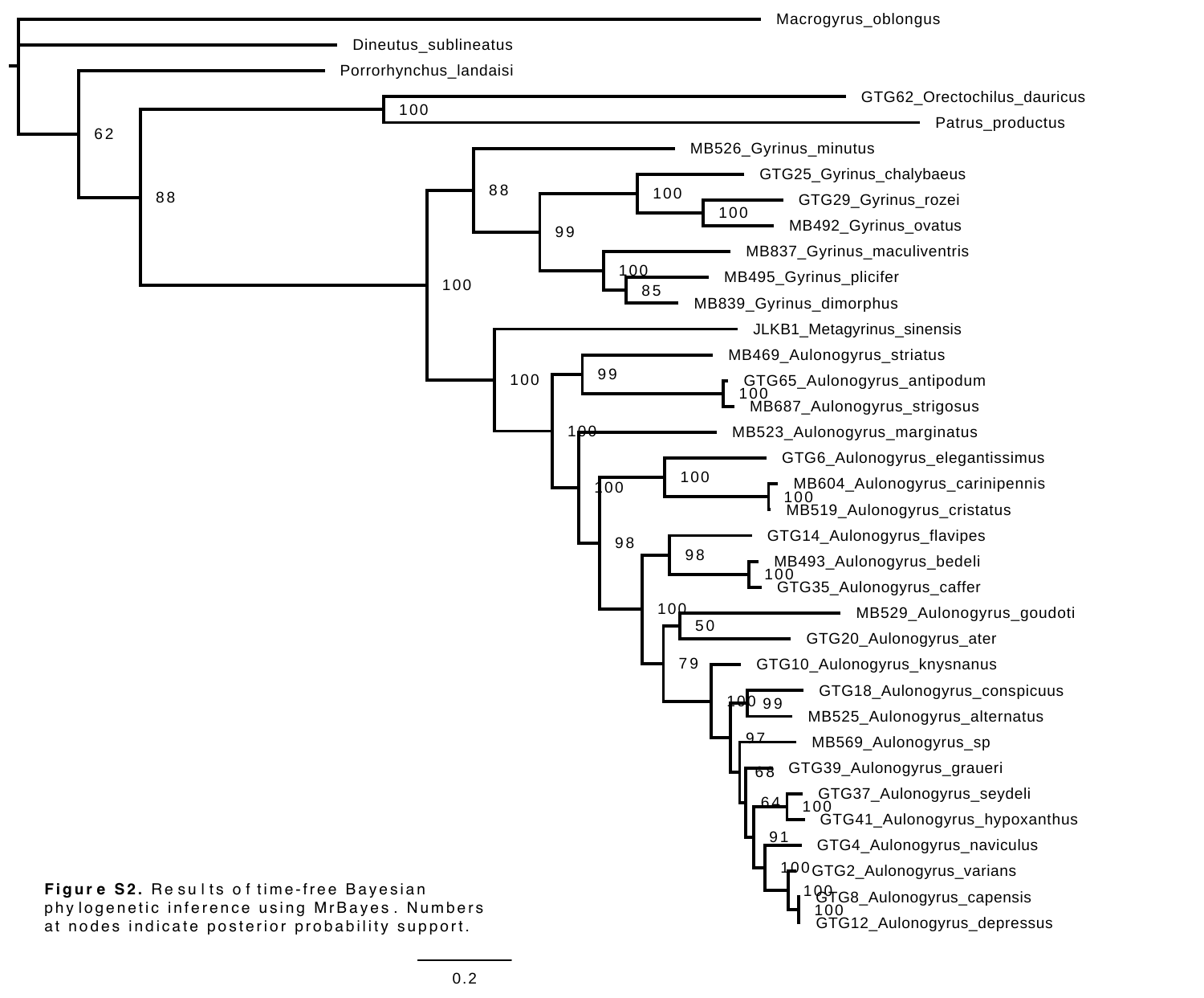**Figure S2.** Results of time-free Bayesian phylogenetic inference using MrBayes. Numbers at nodes indicate posterior probability support.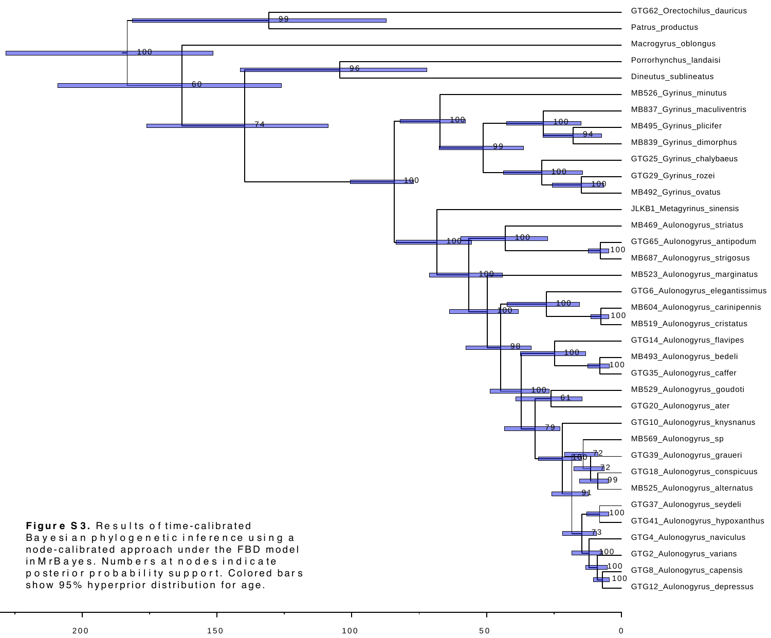**Figure S3.** Results of time-calibrated Bayesian phylogenetic inference using a node-calibrated approach under the FBD model in MrBayes. Numbers at nodes indicate posterior probability support. Colored bars show 95% hyperprior distribution for age.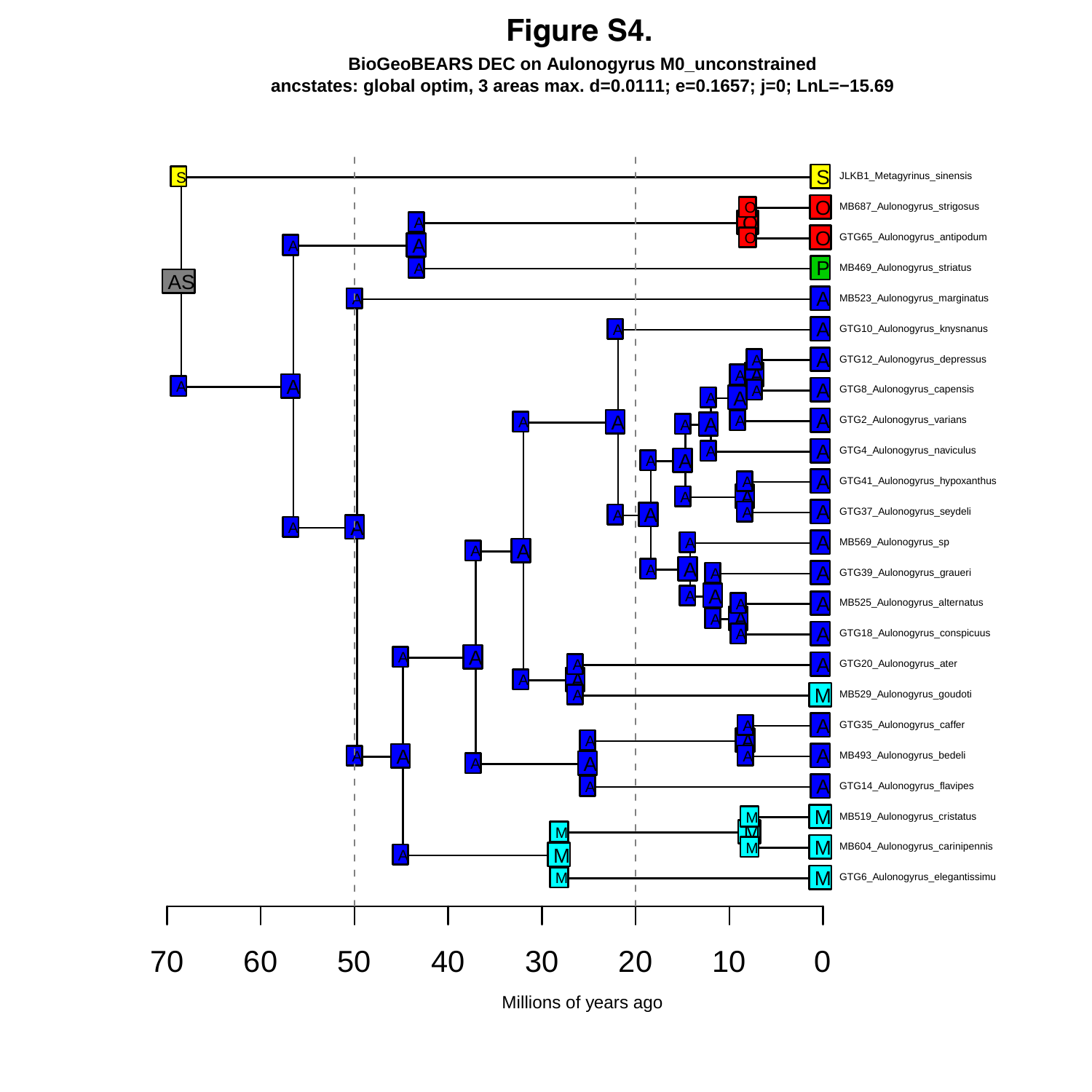# Figure S4.

**BioGeoBEARS DEC on Aulonogyrus M0_unconstrained**
**ancstates: global optim, 3 areas max. d=0.0111; e=0.1657; j=0; LnL=−15.69**

JLKB1_Metagyrinus_sinensis
MB687_Aulonogyrus_strigosus
GTG65_Aulonogyrus_antipodum
MB469_Aulonogyrus_striatus
MB523_Aulonogyrus_marginatus
GTG10_Aulonogyrus_knysnanus
GTG12_Aulonogyrus_depressus
GTG8_Aulonogyrus_capensis
GTG2_Aulonogyrus_varians
GTG4_Aulonogyrus_naviculus
GTG41_Aulonogyrus_hypoxanthus
GTG37_Aulonogyrus_seydeli
MB569_Aulonogyrus_sp
GTG39_Aulonogyrus_graueri
MB525_Aulonogyrus_alternatus
GTG18_Aulonogyrus_conspicuus
GTG20_Aulonogyrus_ater
MB529_Aulonogyrus_goudoti
GTG35_Aulonogyrus_caffer
MB493_Aulonogyrus_bedeli
GTG14_Aulonogyrus_flavipes
MB519_Aulonogyrus_cristatus
MB604_Aulonogyrus_carinipennis
GTG6_Aulonogyrus_elegantissimu

70 60 50 40 30 20 10 0

Millions of years ago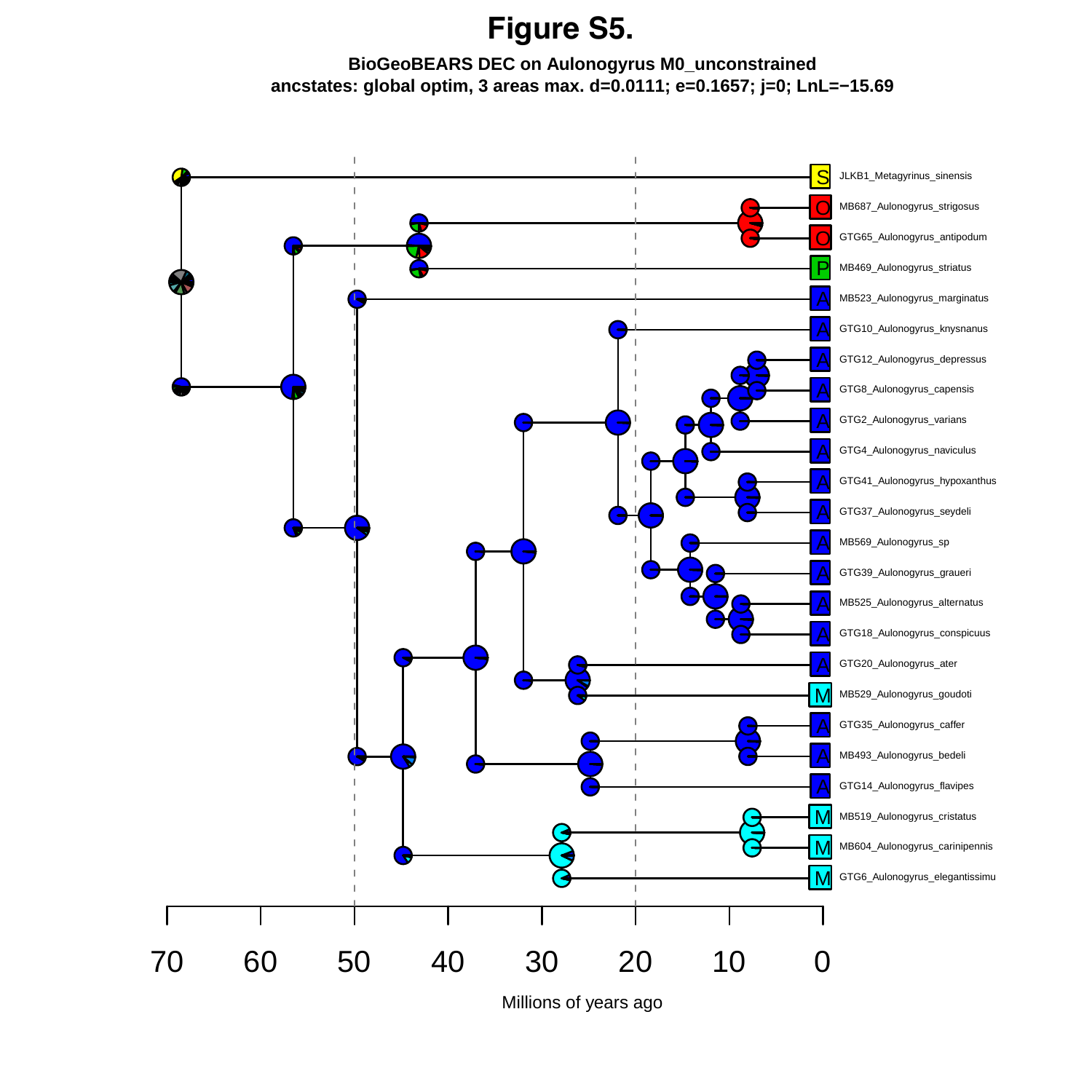# Figure S5.

**BioGeoBEARS DEC on Aulonogyrus M0_unconstrained**
**ancstates: global optim, 3 areas max. d=0.0111; e=0.1657; j=0; LnL=−15.69**

S JLKB1_Metagyrinus_sinensis
O MB687_Aulonogyrus_strigosus
O GTG65_Aulonogyrus_antipodum
P MB469_Aulonogyrus_striatus
A MB523_Aulonogyrus_marginatus
A GTG10_Aulonogyrus_knysnanus
A GTG12_Aulonogyrus_depressus
A GTG8_Aulonogyrus_capensis
A GTG2_Aulonogyrus_varians
A GTG4_Aulonogyrus_naviculus
A GTG41_Aulonogyrus_hypoxanthus
A GTG37_Aulonogyrus_seydeli
A MB569_Aulonogyrus_sp
A GTG39_Aulonogyrus_graueri
A MB525_Aulonogyrus_alternatus
A GTG18_Aulonogyrus_conspicuus
A GTG20_Aulonogyrus_ater
M MB529_Aulonogyrus_goudoti
A GTG35_Aulonogyrus_caffer
A MB493_Aulonogyrus_bedeli
A GTG14_Aulonogyrus_flavipes
M MB519_Aulonogyrus_cristatus
M MB604_Aulonogyrus_carinipennis
M GTG6_Aulonogyrus_elegantissimu

70 60 50 40 30 20 10 0

Millions of years ago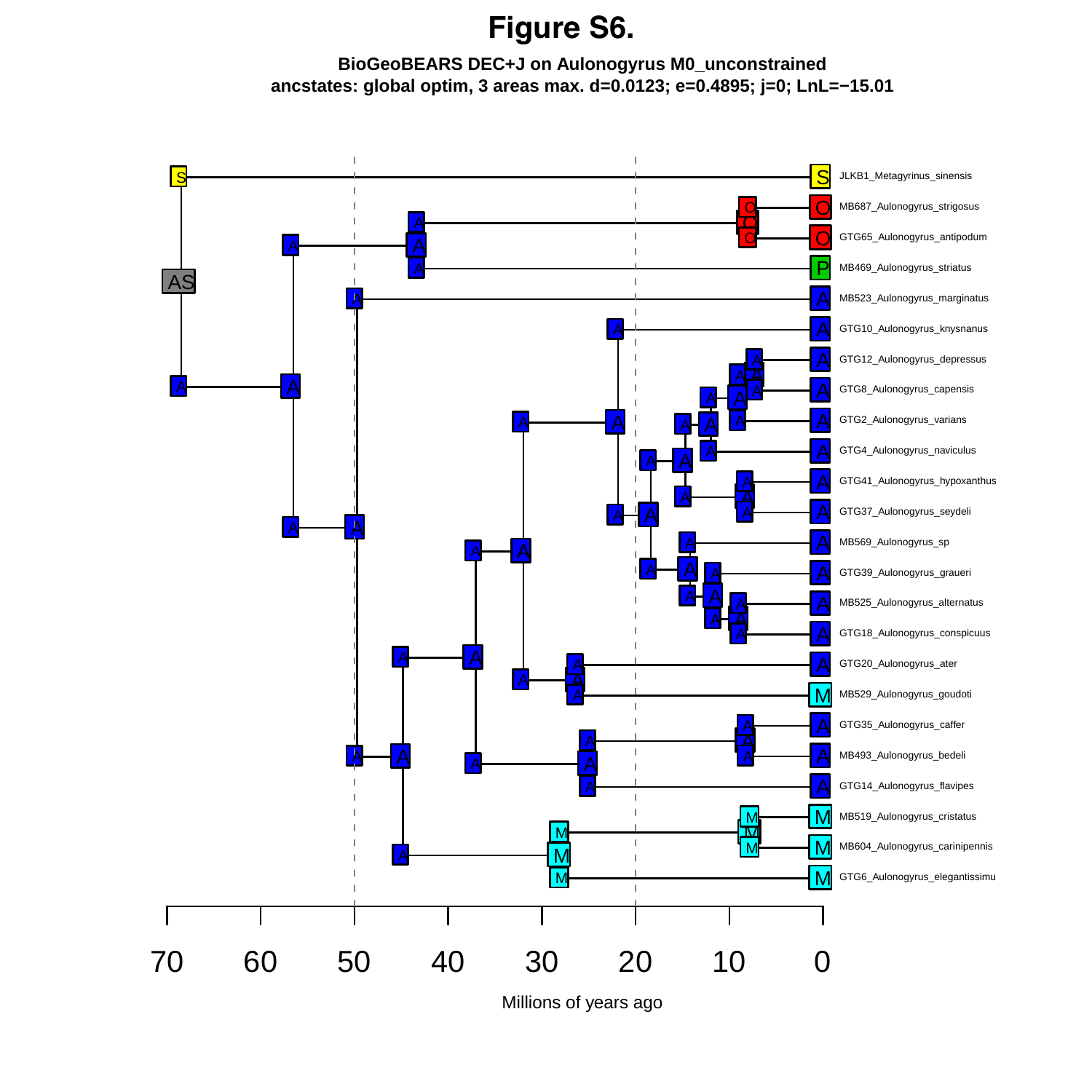# Figure S6.

**BioGeoBEARS DEC+J on Aulonogyrus M0_unconstrained**
**ancstates: global optim, 3 areas max. d=0.0123; e=0.4895; j=0; LnL=−15.01**

JLKB1_Metagyrinus_sinensis
MB687_Aulonogyrus_strigosus
GTG65_Aulonogyrus_antipodum
MB469_Aulonogyrus_striatus
MB523_Aulonogyrus_marginatus
GTG10_Aulonogyrus_knysnanus
GTG12_Aulonogyrus_depressus
GTG8_Aulonogyrus_capensis
GTG2_Aulonogyrus_varians
GTG4_Aulonogyrus_naviculus
GTG41_Aulonogyrus_hypoxanthus
GTG37_Aulonogyrus_seydeli
MB569_Aulonogyrus_sp
GTG39_Aulonogyrus_graueri
MB525_Aulonogyrus_alternatus
GTG18_Aulonogyrus_conspicuus
GTG20_Aulonogyrus_ater
MB529_Aulonogyrus_goudoti
GTG35_Aulonogyrus_caffer
MB493_Aulonogyrus_bedeli
GTG14_Aulonogyrus_flavipes
MB519_Aulonogyrus_cristatus
MB604_Aulonogyrus_carinipennis
GTG6_Aulonogyrus_elegantissimu

70 60 50 40 30 20 10 0

Millions of years ago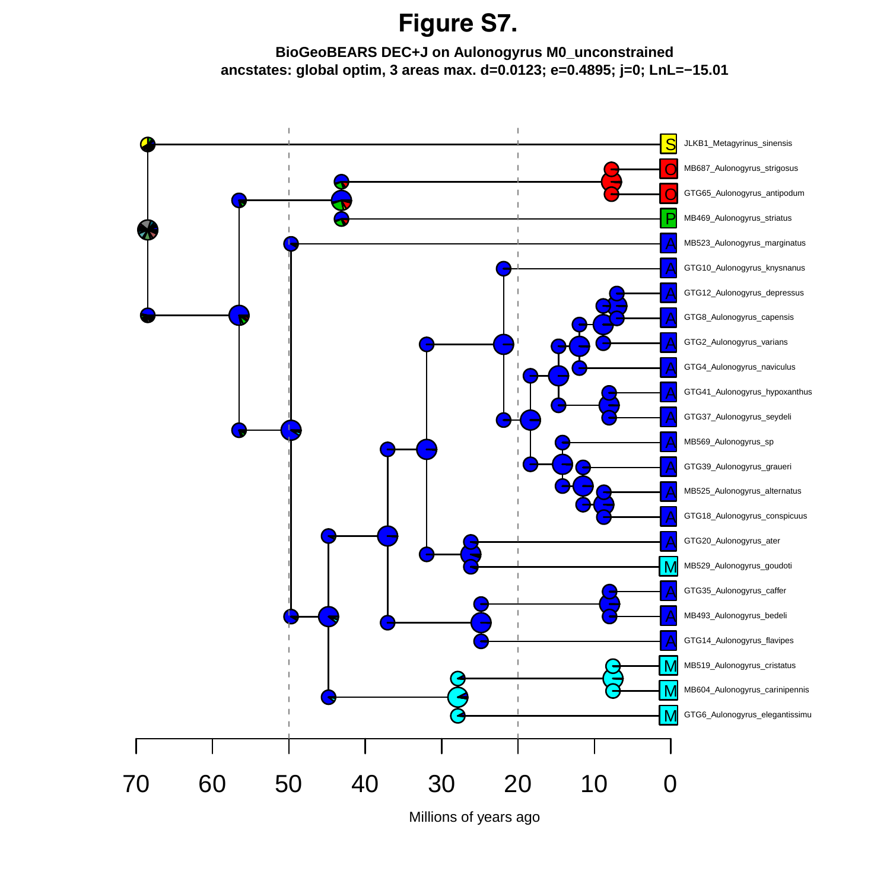# Figure S7.

**BioGeoBEARS DEC+J on Aulonogyrus M0_unconstrained**
**ancstates: global optim, 3 areas max. d=0.0123; e=0.4895; j=0; LnL=−15.01**

JLKB1_Metagyrinus_sinensis
MB687_Aulonogyrus_strigosus
GTG65_Aulonogyrus_antipodum
MB469_Aulonogyrus_striatus
MB523_Aulonogyrus_marginatus
GTG10_Aulonogyrus_knysnanus
GTG12_Aulonogyrus_depressus
GTG8_Aulonogyrus_capensis
GTG2_Aulonogyrus_varians
GTG4_Aulonogyrus_naviculus
GTG41_Aulonogyrus_hypoxanthus
GTG37_Aulonogyrus_seydeli
MB569_Aulonogyrus_sp
GTG39_Aulonogyrus_graueri
MB525_Aulonogyrus_alternatus
GTG18_Aulonogyrus_conspicuus
GTG20_Aulonogyrus_ater
MB529_Aulonogyrus_goudoti
GTG35_Aulonogyrus_caffer
MB493_Aulonogyrus_bedeli
GTG14_Aulonogyrus_flavipes
MB519_Aulonogyrus_cristatus
MB604_Aulonogyrus_carinipennis
GTG6_Aulonogyrus_elegantissimu

70 60 50 40 30 20 10 0

Millions of years ago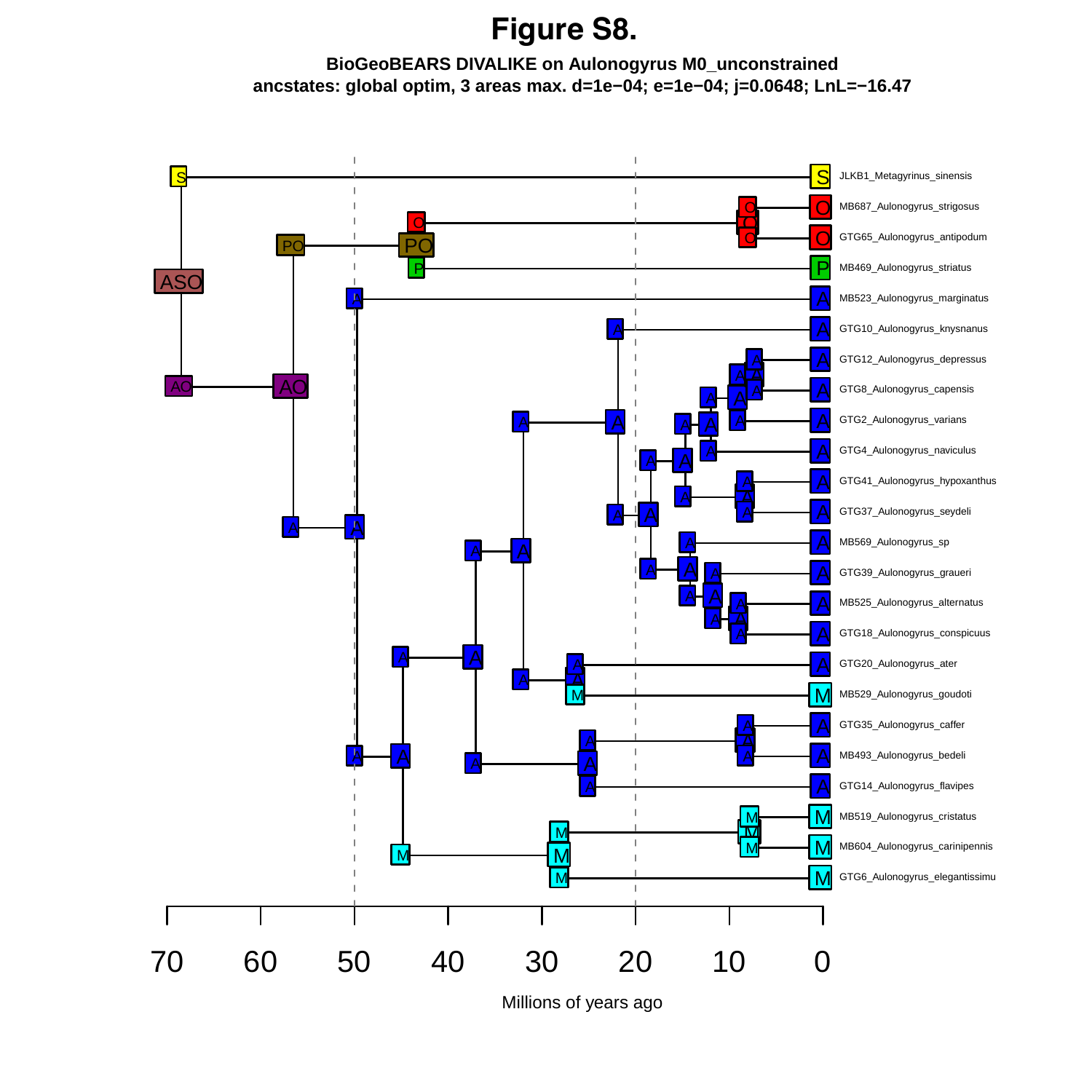# Figure S8.

**BioGeoBEARS DIVALIKE on Aulonogyrus M0_unconstrained**
**ancstates: global optim, 3 areas max. d=1e−04; e=1e−04; j=0.0648; LnL=−16.47**

JLKB1_Metagyrinus_sinensis
MB687_Aulonogyrus_strigosus
GTG65_Aulonogyrus_antipodum
MB469_Aulonogyrus_striatus
MB523_Aulonogyrus_marginatus
GTG10_Aulonogyrus_knysnanus
GTG12_Aulonogyrus_depressus
GTG8_Aulonogyrus_capensis
GTG2_Aulonogyrus_varians
GTG4_Aulonogyrus_naviculus
GTG41_Aulonogyrus_hypoxanthus
GTG37_Aulonogyrus_seydeli
MB569_Aulonogyrus_sp
GTG39_Aulonogyrus_graueri
MB525_Aulonogyrus_alternatus
GTG18_Aulonogyrus_conspicuus
GTG20_Aulonogyrus_ater
MB529_Aulonogyrus_goudoti
GTG35_Aulonogyrus_caffer
MB493_Aulonogyrus_bedeli
GTG14_Aulonogyrus_flavipes
MB519_Aulonogyrus_cristatus
MB604_Aulonogyrus_carinipennis
GTG6_Aulonogyrus_elegantissimu

70 60 50 40 30 20 10 0

Millions of years ago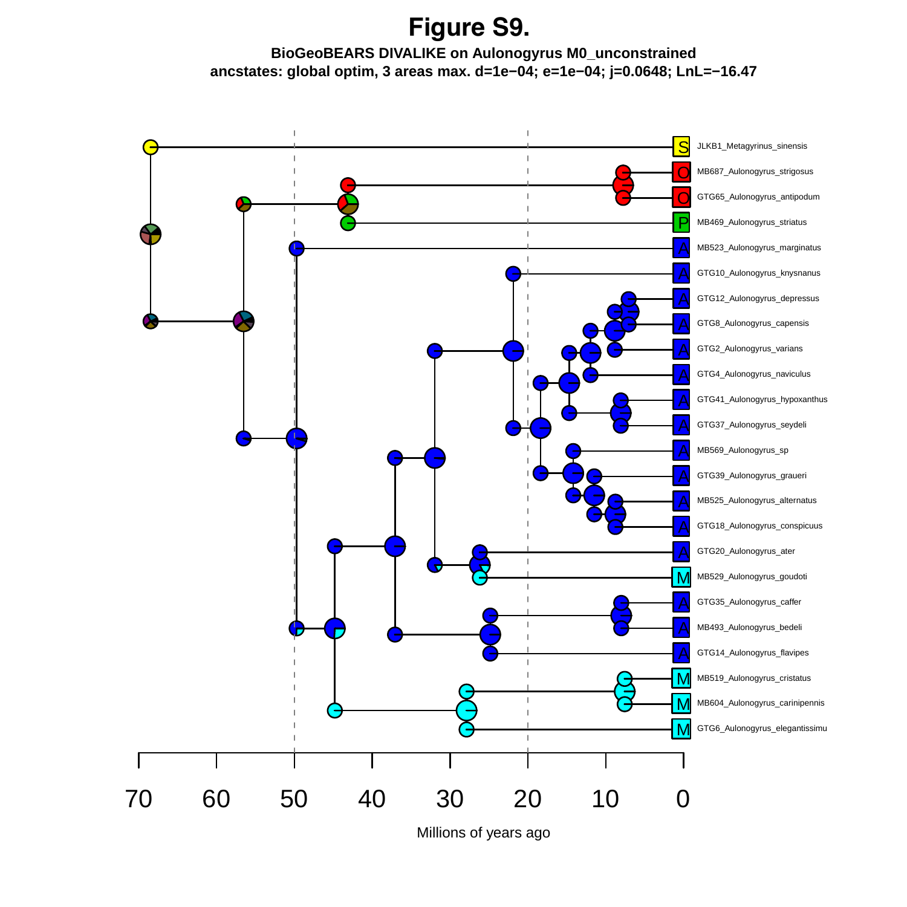# Figure S9.

**BioGeoBEARS DIVALIKE on Aulonogyrus M0_unconstrained**
**ancstates: global optim, 3 areas max. d=1e−04; e=1e−04; j=0.0648; LnL=−16.47**

JLKB1_Metagyrinus_sinensis
MB687_Aulonogyrus_strigosus
GTG65_Aulonogyrus_antipodum
MB469_Aulonogyrus_striatus
MB523_Aulonogyrus_marginatus
GTG10_Aulonogyrus_knysnanus
GTG12_Aulonogyrus_depressus
GTG8_Aulonogyrus_capensis
GTG2_Aulonogyrus_varians
GTG4_Aulonogyrus_naviculus
GTG41_Aulonogyrus_hypoxanthus
GTG37_Aulonogyrus_seydeli
MB569_Aulonogyrus_sp
GTG39_Aulonogyrus_graueri
MB525_Aulonogyrus_alternatus
GTG18_Aulonogyrus_conspicuus
GTG20_Aulonogyrus_ater
MB529_Aulonogyrus_goudoti
GTG35_Aulonogyrus_caffer
MB493_Aulonogyrus_bedeli
GTG14_Aulonogyrus_flavipes
MB519_Aulonogyrus_cristatus
MB604_Aulonogyrus_carinipennis
GTG6_Aulonogyrus_elegantissimu

70 60 50 40 30 20 10 0

Millions of years ago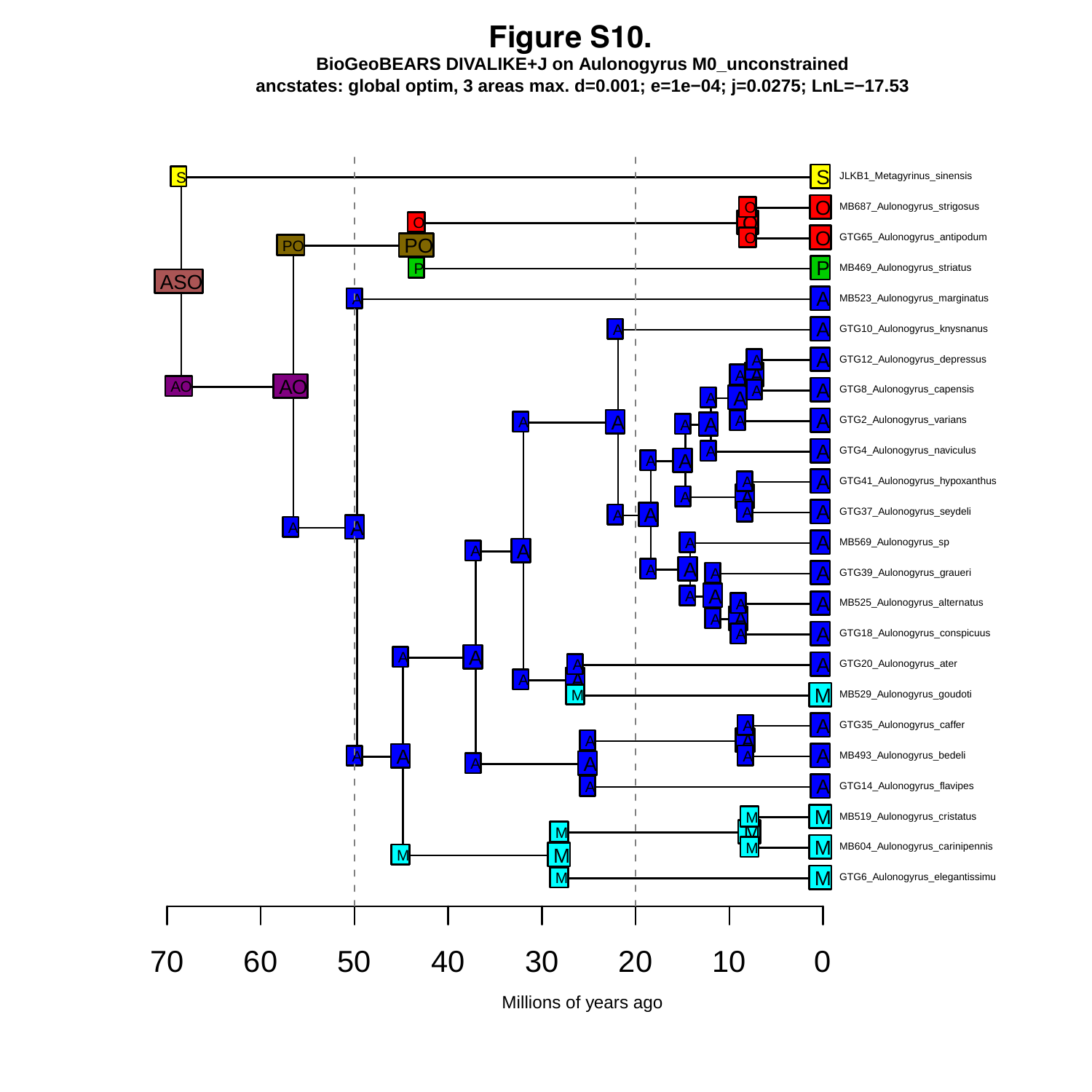# Figure S10.

**BioGeoBEARS DIVALIKE+J on Aulonogyrus M0_unconstrained**

**ancstates: global optim, 3 areas max. d=0.001; e=1e−04; j=0.0275; LnL=−17.53**

JLKB1_Metagyrinus_sinensis
MB687_Aulonogyrus_strigosus
GTG65_Aulonogyrus_antipodum
MB469_Aulonogyrus_striatus
MB523_Aulonogyrus_marginatus
GTG10_Aulonogyrus_knysnanus
GTG12_Aulonogyrus_depressus
GTG8_Aulonogyrus_capensis
GTG2_Aulonogyrus_varians
GTG4_Aulonogyrus_naviculus
GTG41_Aulonogyrus_hypoxanthus
GTG37_Aulonogyrus_seydeli
MB569_Aulonogyrus_sp
GTG39_Aulonogyrus_graueri
MB525_Aulonogyrus_alternatus
GTG18_Aulonogyrus_conspicuus
GTG20_Aulonogyrus_ater
MB529_Aulonogyrus_goudoti
GTG35_Aulonogyrus_caffer
MB493_Aulonogyrus_bedeli
GTG14_Aulonogyrus_flavipes
MB519_Aulonogyrus_cristatus
MB604_Aulonogyrus_carinipennis
GTG6_Aulonogyrus_elegantissimu

70 60 50 40 30 20 10 0

Millions of years ago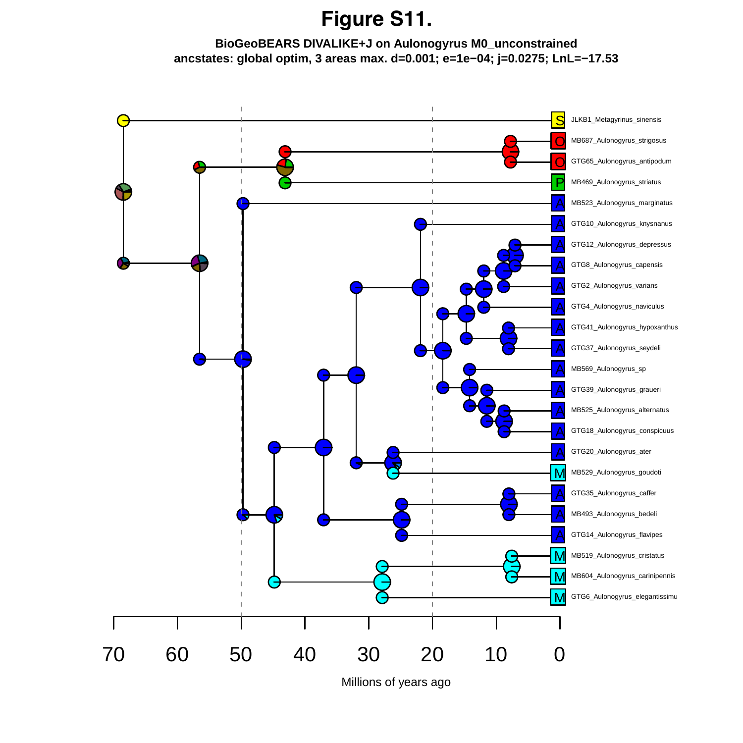# Figure S11.

**BioGeoBEARS DIVALIKE+J on Aulonogyrus M0_unconstrained**
**ancstates: global optim, 3 areas max. d=0.001; e=1e−04; j=0.0275; LnL=−17.53**

JLKB1_Metagyrinus_sinensis
MB687_Aulonogyrus_strigosus
GTG65_Aulonogyrus_antipodum
MB469_Aulonogyrus_striatus
MB523_Aulonogyrus_marginatus
GTG10_Aulonogyrus_knysnanus
GTG12_Aulonogyrus_depressus
GTG8_Aulonogyrus_capensis
GTG2_Aulonogyrus_varians
GTG4_Aulonogyrus_naviculus
GTG41_Aulonogyrus_hypoxanthus
GTG37_Aulonogyrus_seydeli
MB569_Aulonogyrus_sp
GTG39_Aulonogyrus_graueri
MB525_Aulonogyrus_alternatus
GTG18_Aulonogyrus_conspicuus
GTG20_Aulonogyrus_ater
MB529_Aulonogyrus_goudoti
GTG35_Aulonogyrus_caffer
MB493_Aulonogyrus_bedeli
GTG14_Aulonogyrus_flavipes
MB519_Aulonogyrus_cristatus
MB604_Aulonogyrus_carinipennis
GTG6_Aulonogyrus_elegantissimu

70 60 50 40 30 20 10 0

Millions of years ago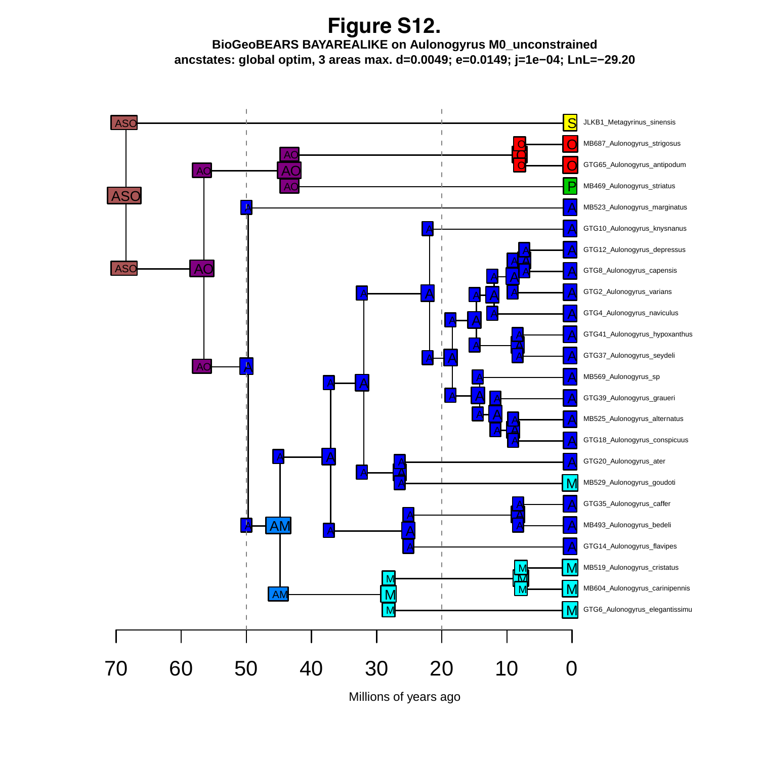# Figure S12.

**BioGeoBEARS BAYAREALIKE on Aulonogyrus M0_unconstrained**

**ancstates: global optim, 3 areas max. d=0.0049; e=0.0149; j=1e−04; LnL=−29.20**

JLKB1_Metagyrinus_sinensis
MB687_Aulonogyrus_strigosus
GTG65_Aulonogyrus_antipodum
MB469_Aulonogyrus_striatus
MB523_Aulonogyrus_marginatus
GTG10_Aulonogyrus_knysnanus
GTG12_Aulonogyrus_depressus
GTG8_Aulonogyrus_capensis
GTG2_Aulonogyrus_varians
GTG4_Aulonogyrus_naviculus
GTG41_Aulonogyrus_hypoxanthus
GTG37_Aulonogyrus_seydeli
MB569_Aulonogyrus_sp
GTG39_Aulonogyrus_graueri
MB525_Aulonogyrus_alternatus
GTG18_Aulonogyrus_conspicuus
GTG20_Aulonogyrus_ater
MB529_Aulonogyrus_goudoti
GTG35_Aulonogyrus_caffer
MB493_Aulonogyrus_bedeli
GTG14_Aulonogyrus_flavipes
MB519_Aulonogyrus_cristatus
MB604_Aulonogyrus_carinipennis
GTG6_Aulonogyrus_elegantissimu

70 60 50 40 30 20 10 0

Millions of years ago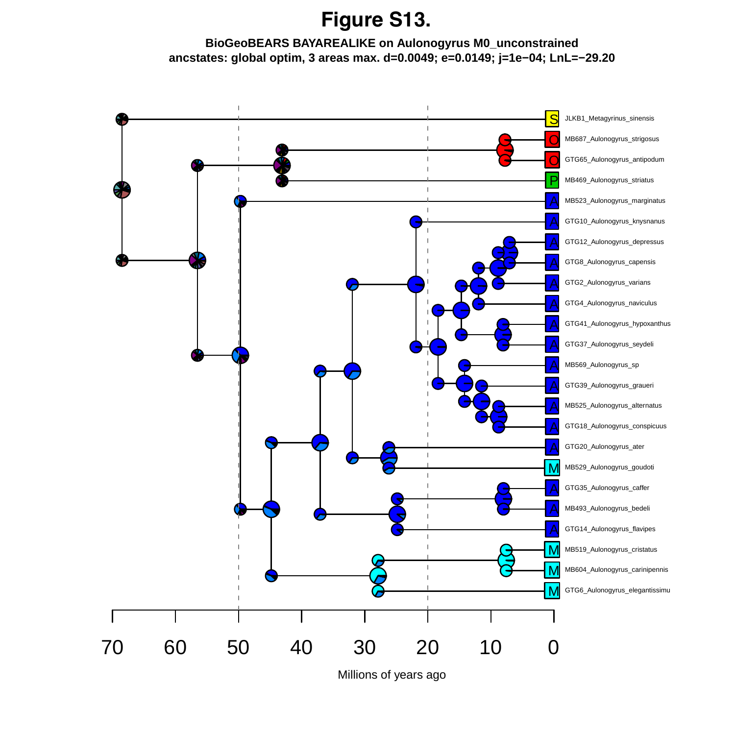# Figure S13.

**BioGeoBEARS BAYAREALIKE on Aulonogyrus M0_unconstrained**
**ancstates: global optim, 3 areas max. d=0.0049; e=0.0149; j=1e−04; LnL=−29.20**

JLKB1_Metagyrinus_sinensis
MB687_Aulonogyrus_strigosus
GTG65_Aulonogyrus_antipodum
MB469_Aulonogyrus_striatus
MB523_Aulonogyrus_marginatus
GTG10_Aulonogyrus_knysnanus
GTG12_Aulonogyrus_depressus
GTG8_Aulonogyrus_capensis
GTG2_Aulonogyrus_varians
GTG4_Aulonogyrus_naviculus
GTG41_Aulonogyrus_hypoxanthus
GTG37_Aulonogyrus_seydeli
MB569_Aulonogyrus_sp
GTG39_Aulonogyrus_graueri
MB525_Aulonogyrus_alternatus
GTG18_Aulonogyrus_conspicuus
GTG20_Aulonogyrus_ater
MB529_Aulonogyrus_goudoti
GTG35_Aulonogyrus_caffer
MB493_Aulonogyrus_bedeli
GTG14_Aulonogyrus_flavipes
MB519_Aulonogyrus_cristatus
MB604_Aulonogyrus_carinipennis
GTG6_Aulonogyrus_elegantissimu

70 60 50 40 30 20 10 0

Millions of years ago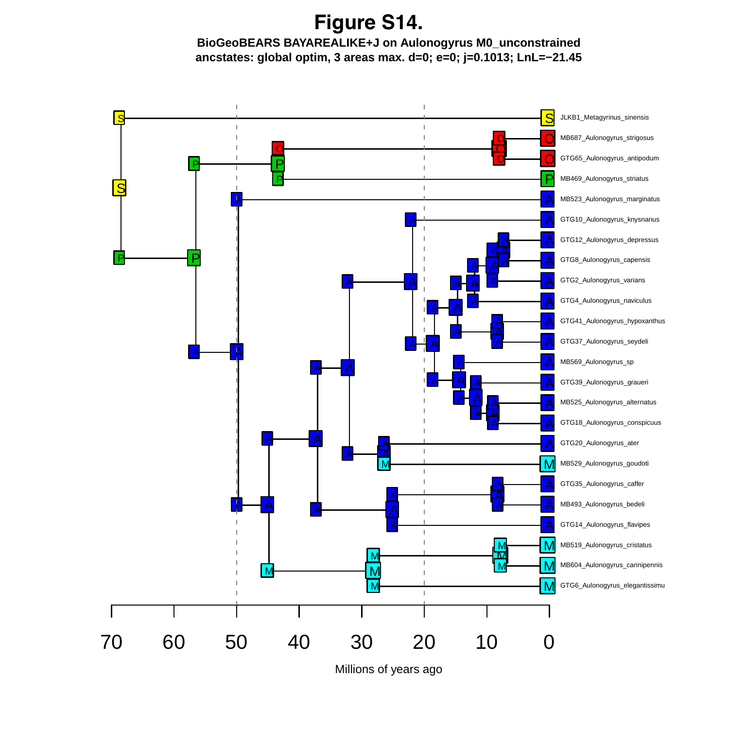# Figure S14.

**BioGeoBEARS BAYAREALIKE+J on Aulonogyrus M0_unconstrained**
**ancstates: global optim, 3 areas max. d=0; e=0; j=0.1013; LnL=−21.45**

JLKB1_Metagyrinus_sinensis
MB687_Aulonogyrus_strigosus
GTG65_Aulonogyrus_antipodum
MB469_Aulonogyrus_striatus
MB523_Aulonogyrus_marginatus
GTG10_Aulonogyrus_knysnanus
GTG12_Aulonogyrus_depressus
GTG8_Aulonogyrus_capensis
GTG2_Aulonogyrus_varians
GTG4_Aulonogyrus_naviculus
GTG41_Aulonogyrus_hypoxanthus
GTG37_Aulonogyrus_seydeli
MB569_Aulonogyrus_sp
GTG39_Aulonogyrus_graueri
MB525_Aulonogyrus_alternatus
GTG18_Aulonogyrus_conspicuus
GTG20_Aulonogyrus_ater
MB529_Aulonogyrus_goudoti
GTG35_Aulonogyrus_caffer
MB493_Aulonogyrus_bedeli
GTG14_Aulonogyrus_flavipes
MB519_Aulonogyrus_cristatus
MB604_Aulonogyrus_carinipennis
GTG6_Aulonogyrus_elegantissimu

70 60 50 40 30 20 10 0

Millions of years ago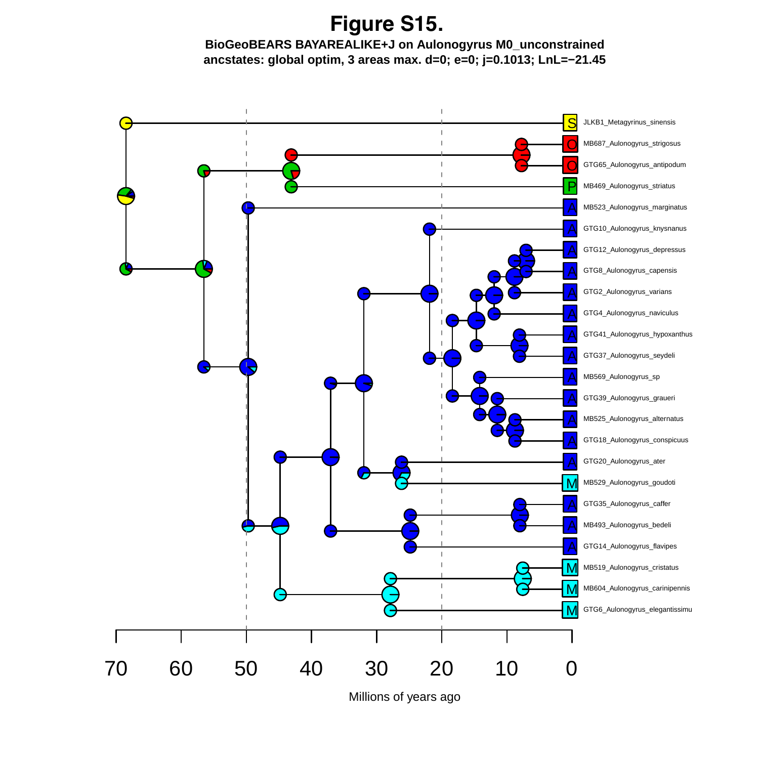# Figure S15.

**BioGeoBEARS BAYAREALIKE+J on Aulonogyrus M0_unconstrained**
**ancstates: global optim, 3 areas max. d=0; e=0; j=0.1013; LnL=−21.45**

S JLKB1_Metagyrinus_sinensis
O MB687_Aulonogyrus_strigosus
O GTG65_Aulonogyrus_antipodum
P MB469_Aulonogyrus_striatus
A MB523_Aulonogyrus_marginatus
A GTG10_Aulonogyrus_knysnanus
A GTG12_Aulonogyrus_depressus
A GTG8_Aulonogyrus_capensis
A GTG2_Aulonogyrus_varians
A GTG4_Aulonogyrus_naviculus
A GTG41_Aulonogyrus_hypoxanthus
A GTG37_Aulonogyrus_seydeli
A MB569_Aulonogyrus_sp
A GTG39_Aulonogyrus_graueri
A MB525_Aulonogyrus_alternatus
A GTG18_Aulonogyrus_conspicuus
A GTG20_Aulonogyrus_ater
M MB529_Aulonogyrus_goudoti
A GTG35_Aulonogyrus_caffer
A MB493_Aulonogyrus_bedeli
A GTG14_Aulonogyrus_flavipes
M MB519_Aulonogyrus_cristatus
M MB604_Aulonogyrus_carinipennis
M GTG6_Aulonogyrus_elegantissimu

70 60 50 40 30 20 10 0

Millions of years ago